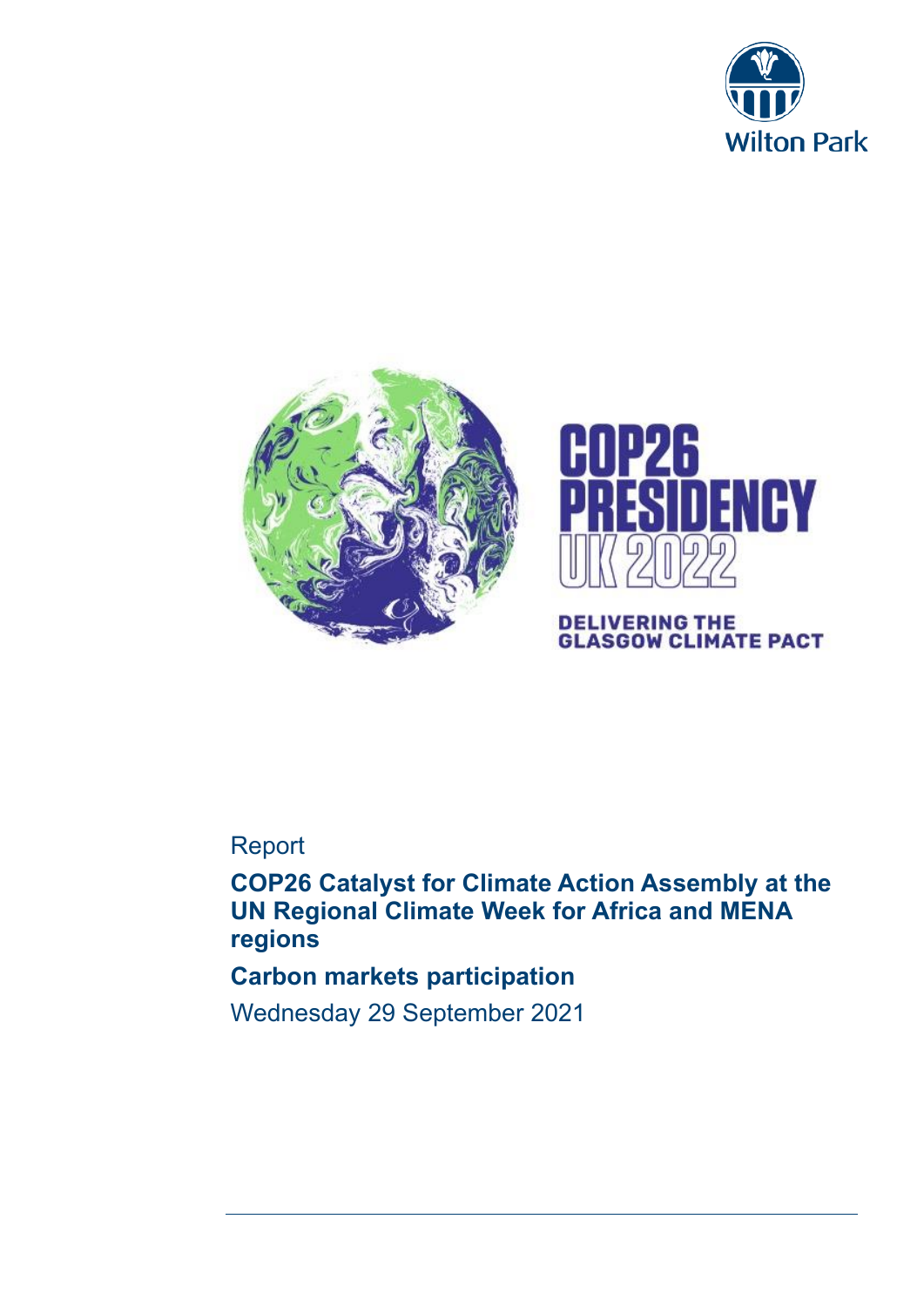Wilton Park

COP26 PRESIDENCY UK 2022

DELIVERING THE GLASGOW CLIMATE PACT

Report

# COP26 Catalyst for Climate Action Assembly at the UN Regional Climate Week for Africa and MENA regions

## Carbon markets participation

Wednesday 29 September 2021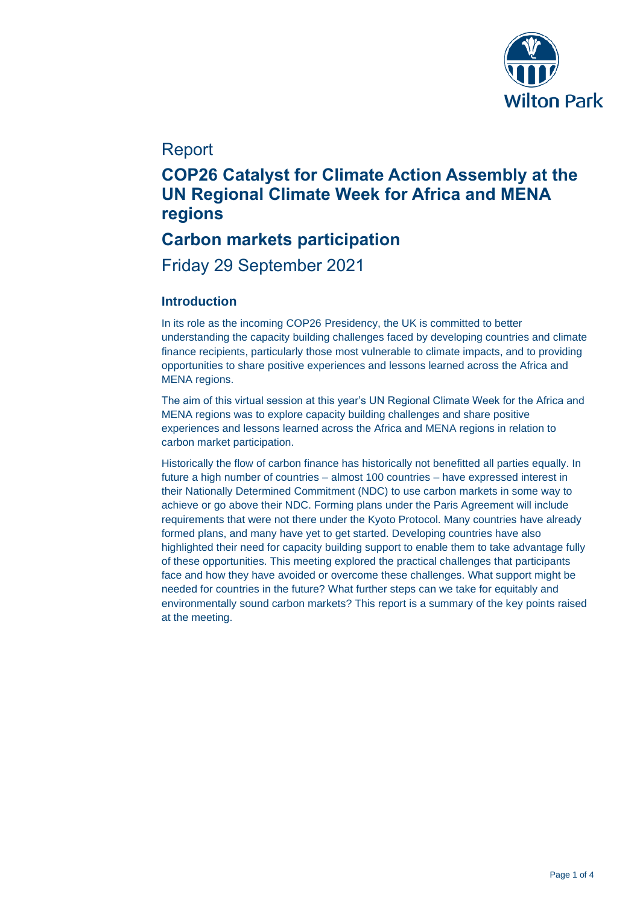Report

# COP26 Catalyst for Climate Action Assembly at the UN Regional Climate Week for Africa and MENA regions

## Carbon markets participation

Friday 29 September 2021

### Introduction

In its role as the incoming COP26 Presidency, the UK is committed to better understanding the capacity building challenges faced by developing countries and climate finance recipients, particularly those most vulnerable to climate impacts, and to providing opportunities to share positive experiences and lessons learned across the Africa and MENA regions.

The aim of this virtual session at this year's UN Regional Climate Week for the Africa and MENA regions was to explore capacity building challenges and share positive experiences and lessons learned across the Africa and MENA regions in relation to carbon market participation.

Historically the flow of carbon finance has historically not benefitted all parties equally. In future a high number of countries – almost 100 countries – have expressed interest in their Nationally Determined Commitment (NDC) to use carbon markets in some way to achieve or go above their NDC. Forming plans under the Paris Agreement will include requirements that were not there under the Kyoto Protocol. Many countries have already formed plans, and many have yet to get started. Developing countries have also highlighted their need for capacity building support to enable them to take advantage fully of these opportunities. This meeting explored the practical challenges that participants face and how they have avoided or overcome these challenges. What support might be needed for countries in the future? What further steps can we take for equitably and environmentally sound carbon markets? This report is a summary of the key points raised at the meeting.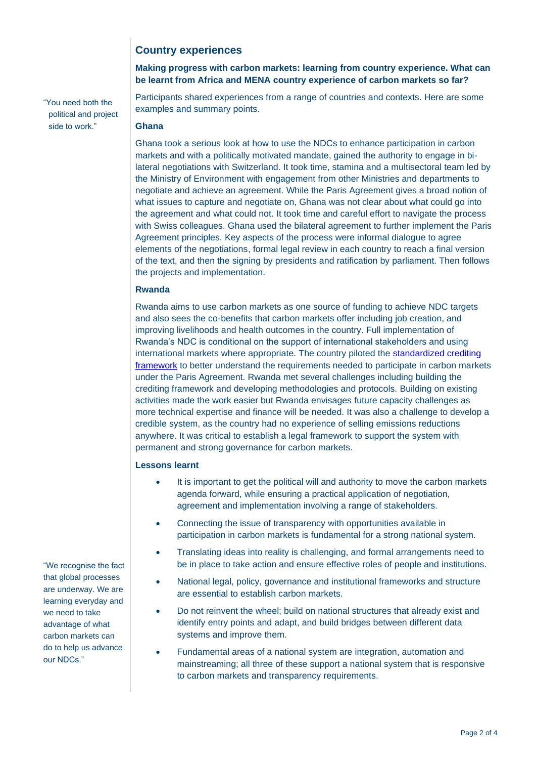## Country experiences

**Making progress with carbon markets: learning from country experience. What can be learnt from Africa and MENA country experience of carbon markets so far?**

"You need both the political and project side to work."

Participants shared experiences from a range of countries and contexts. Here are some examples and summary points.

### Ghana

Ghana took a serious look at how to use the NDCs to enhance participation in carbon markets and with a politically motivated mandate, gained the authority to engage in bi-lateral negotiations with Switzerland. It took time, stamina and a multisectoral team led by the Ministry of Environment with engagement from other Ministries and departments to negotiate and achieve an agreement. While the Paris Agreement gives a broad notion of what issues to capture and negotiate on, Ghana was not clear about what could go into the agreement and what could not. It took time and careful effort to navigate the process with Swiss colleagues. Ghana used the bilateral agreement to further implement the Paris Agreement principles. Key aspects of the process were informal dialogue to agree elements of the negotiations, formal legal review in each country to reach a final version of the text, and then the signing by presidents and ratification by parliament. Then follows the projects and implementation.

### Rwanda

Rwanda aims to use carbon markets as one source of funding to achieve NDC targets and also sees the co-benefits that carbon markets offer including job creation, and improving livelihoods and health outcomes in the country. Full implementation of Rwanda's NDC is conditional on the support of international stakeholders and using international markets where appropriate. The country piloted the standardized crediting framework to better understand the requirements needed to participate in carbon markets under the Paris Agreement. Rwanda met several challenges including building the crediting framework and developing methodologies and protocols. Building on existing activities made the work easier but Rwanda envisages future capacity challenges as more technical expertise and finance will be needed. It was also a challenge to develop a credible system, as the country had no experience of selling emissions reductions anywhere. It was critical to establish a legal framework to support the system with permanent and strong governance for carbon markets.

### Lessons learnt

- It is important to get the political will and authority to move the carbon markets agenda forward, while ensuring a practical application of negotiation, agreement and implementation involving a range of stakeholders.
- Connecting the issue of transparency with opportunities available in participation in carbon markets is fundamental for a strong national system.
- Translating ideas into reality is challenging, and formal arrangements need to be in place to take action and ensure effective roles of people and institutions.
- National legal, policy, governance and institutional frameworks and structure are essential to establish carbon markets.
- Do not reinvent the wheel; build on national structures that already exist and identify entry points and adapt, and build bridges between different data systems and improve them.
- Fundamental areas of a national system are integration, automation and mainstreaming; all three of these support a national system that is responsive to carbon markets and transparency requirements.

"We recognise the fact that global processes are underway. We are learning everyday and we need to take advantage of what carbon markets can do to help us advance our NDCs."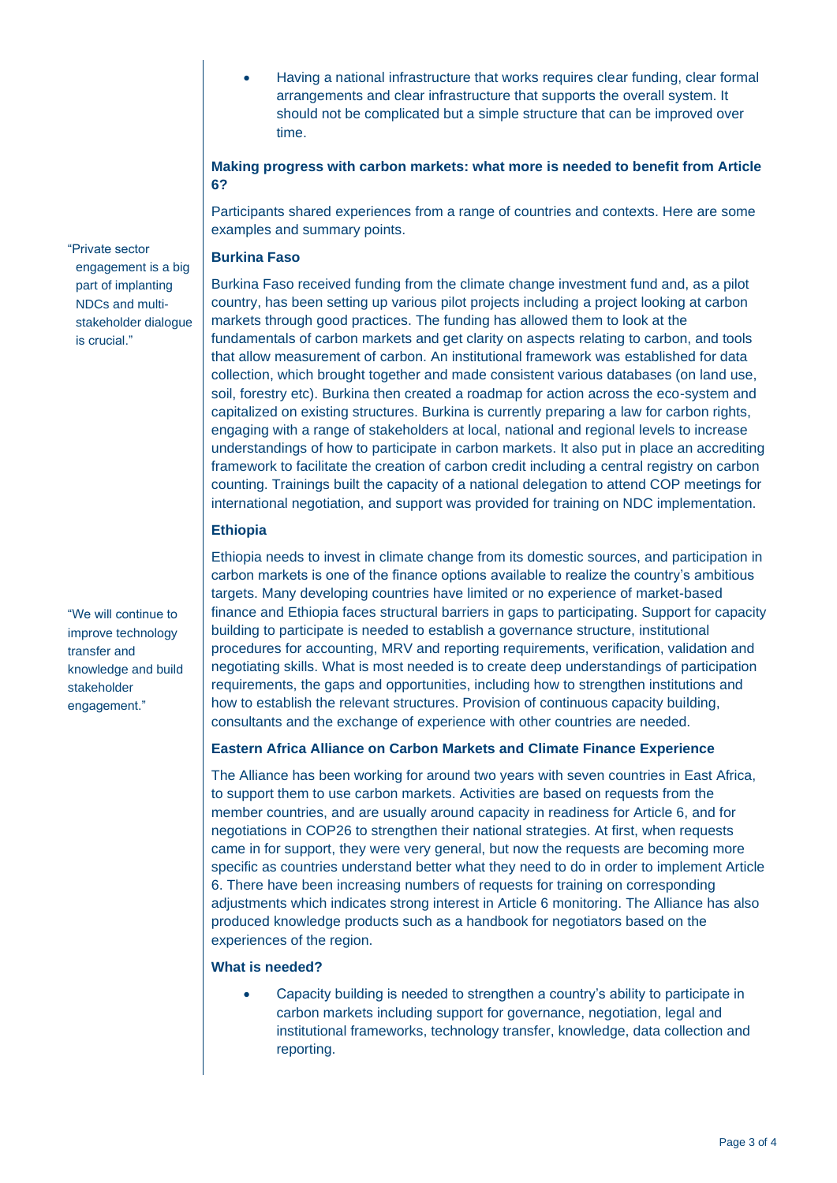- Having a national infrastructure that works requires clear funding, clear formal arrangements and clear infrastructure that supports the overall system. It should not be complicated but a simple structure that can be improved over time.

### Making progress with carbon markets: what more is needed to benefit from Article 6?

Participants shared experiences from a range of countries and contexts. Here are some examples and summary points.

> "Private sector engagement is a big part of implanting NDCs and multi-stakeholder dialogue is crucial."

#### Burkina Faso

Burkina Faso received funding from the climate change investment fund and, as a pilot country, has been setting up various pilot projects including a project looking at carbon markets through good practices. The funding has allowed them to look at the fundamentals of carbon markets and get clarity on aspects relating to carbon, and tools that allow measurement of carbon. An institutional framework was established for data collection, which brought together and made consistent various databases (on land use, soil, forestry etc). Burkina then created a roadmap for action across the eco-system and capitalized on existing structures. Burkina is currently preparing a law for carbon rights, engaging with a range of stakeholders at local, national and regional levels to increase understandings of how to participate in carbon markets. It also put in place an accrediting framework to facilitate the creation of carbon credit including a central registry on carbon counting. Trainings built the capacity of a national delegation to attend COP meetings for international negotiation, and support was provided for training on NDC implementation.

#### Ethiopia

> "We will continue to improve technology transfer and knowledge and build stakeholder engagement."

Ethiopia needs to invest in climate change from its domestic sources, and participation in carbon markets is one of the finance options available to realize the country's ambitious targets. Many developing countries have limited or no experience of market-based finance and Ethiopia faces structural barriers in gaps to participating. Support for capacity building to participate is needed to establish a governance structure, institutional procedures for accounting, MRV and reporting requirements, verification, validation and negotiating skills. What is most needed is to create deep understandings of participation requirements, the gaps and opportunities, including how to strengthen institutions and how to establish the relevant structures. Provision of continuous capacity building, consultants and the exchange of experience with other countries are needed.

#### Eastern Africa Alliance on Carbon Markets and Climate Finance Experience

The Alliance has been working for around two years with seven countries in East Africa, to support them to use carbon markets. Activities are based on requests from the member countries, and are usually around capacity in readiness for Article 6, and for negotiations in COP26 to strengthen their national strategies. At first, when requests came in for support, they were very general, but now the requests are becoming more specific as countries understand better what they need to do in order to implement Article 6. There have been increasing numbers of requests for training on corresponding adjustments which indicates strong interest in Article 6 monitoring. The Alliance has also produced knowledge products such as a handbook for negotiators based on the experiences of the region.

#### What is needed?

- Capacity building is needed to strengthen a country's ability to participate in carbon markets including support for governance, negotiation, legal and institutional frameworks, technology transfer, knowledge, data collection and reporting.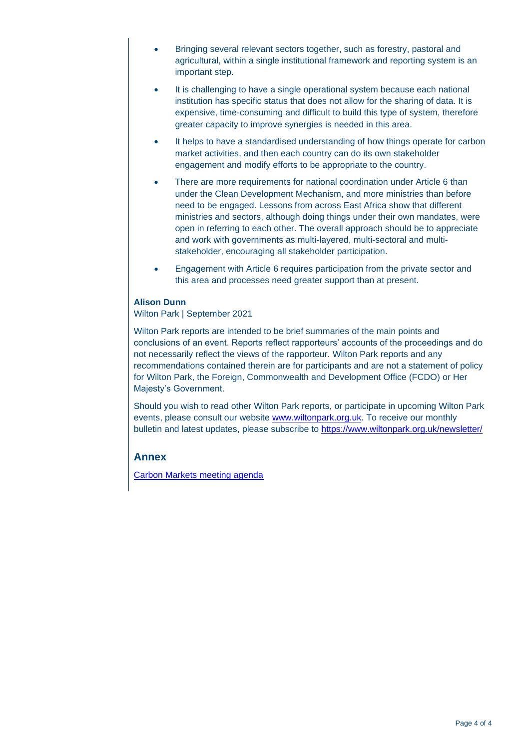- Bringing several relevant sectors together, such as forestry, pastoral and agricultural, within a single institutional framework and reporting system is an important step.
- It is challenging to have a single operational system because each national institution has specific status that does not allow for the sharing of data. It is expensive, time-consuming and difficult to build this type of system, therefore greater capacity to improve synergies is needed in this area.
- It helps to have a standardised understanding of how things operate for carbon market activities, and then each country can do its own stakeholder engagement and modify efforts to be appropriate to the country.
- There are more requirements for national coordination under Article 6 than under the Clean Development Mechanism, and more ministries than before need to be engaged. Lessons from across East Africa show that different ministries and sectors, although doing things under their own mandates, were open in referring to each other. The overall approach should be to appreciate and work with governments as multi-layered, multi-sectoral and multi-stakeholder, encouraging all stakeholder participation.
- Engagement with Article 6 requires participation from the private sector and this area and processes need greater support than at present.

**Alison Dunn**
Wilton Park | September 2021

Wilton Park reports are intended to be brief summaries of the main points and conclusions of an event. Reports reflect rapporteurs' accounts of the proceedings and do not necessarily reflect the views of the rapporteur. Wilton Park reports and any recommendations contained therein are for participants and are not a statement of policy for Wilton Park, the Foreign, Commonwealth and Development Office (FCDO) or Her Majesty's Government.

Should you wish to read other Wilton Park reports, or participate in upcoming Wilton Park events, please consult our website www.wiltonpark.org.uk. To receive our monthly bulletin and latest updates, please subscribe to https://www.wiltonpark.org.uk/newsletter/

## Annex

Carbon Markets meeting agenda